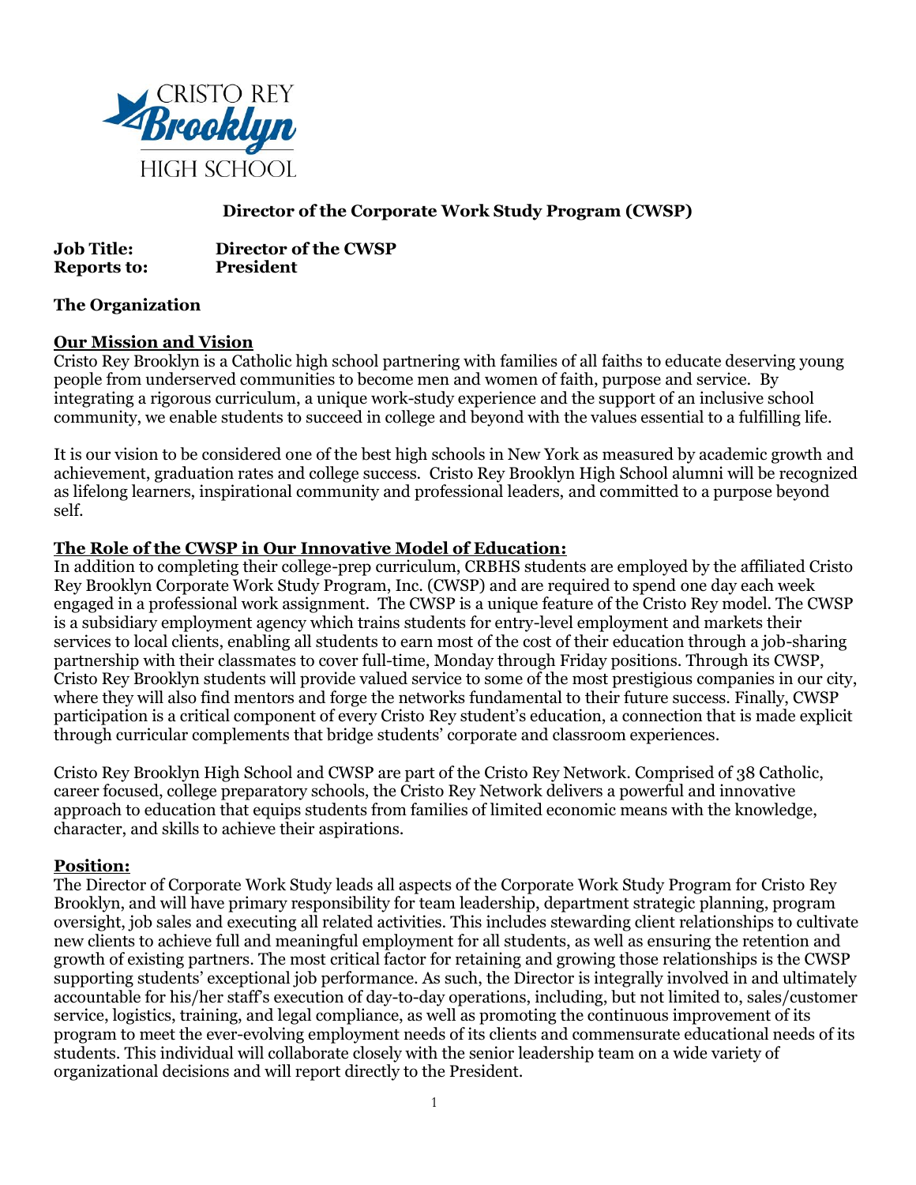CRISTO REY Brooklyn HIGH SCHOOL

## Director of the Corporate Work Study Program (CWSP)

**Job Title:** **Director of the CWSP**
**Reports to:** **President**

### The Organization

**Our Mission and Vision**

Cristo Rey Brooklyn is a Catholic high school partnering with families of all faiths to educate deserving young people from underserved communities to become men and women of faith, purpose and service. By integrating a rigorous curriculum, a unique work-study experience and the support of an inclusive school community, we enable students to succeed in college and beyond with the values essential to a fulfilling life.

It is our vision to be considered one of the best high schools in New York as measured by academic growth and achievement, graduation rates and college success. Cristo Rey Brooklyn High School alumni will be recognized as lifelong learners, inspirational community and professional leaders, and committed to a purpose beyond self.

**The Role of the CWSP in Our Innovative Model of Education:**

In addition to completing their college-prep curriculum, CRBHS students are employed by the affiliated Cristo Rey Brooklyn Corporate Work Study Program, Inc. (CWSP) and are required to spend one day each week engaged in a professional work assignment. The CWSP is a unique feature of the Cristo Rey model. The CWSP is a subsidiary employment agency which trains students for entry-level employment and markets their services to local clients, enabling all students to earn most of the cost of their education through a job-sharing partnership with their classmates to cover full-time, Monday through Friday positions. Through its CWSP, Cristo Rey Brooklyn students will provide valued service to some of the most prestigious companies in our city, where they will also find mentors and forge the networks fundamental to their future success. Finally, CWSP participation is a critical component of every Cristo Rey student's education, a connection that is made explicit through curricular complements that bridge students' corporate and classroom experiences.

Cristo Rey Brooklyn High School and CWSP are part of the Cristo Rey Network. Comprised of 38 Catholic, career focused, college preparatory schools, the Cristo Rey Network delivers a powerful and innovative approach to education that equips students from families of limited economic means with the knowledge, character, and skills to achieve their aspirations.

**Position:**

The Director of Corporate Work Study leads all aspects of the Corporate Work Study Program for Cristo Rey Brooklyn, and will have primary responsibility for team leadership, department strategic planning, program oversight, job sales and executing all related activities. This includes stewarding client relationships to cultivate new clients to achieve full and meaningful employment for all students, as well as ensuring the retention and growth of existing partners. The most critical factor for retaining and growing those relationships is the CWSP supporting students' exceptional job performance. As such, the Director is integrally involved in and ultimately accountable for his/her staff's execution of day-to-day operations, including, but not limited to, sales/customer service, logistics, training, and legal compliance, as well as promoting the continuous improvement of its program to meet the ever-evolving employment needs of its clients and commensurate educational needs of its students. This individual will collaborate closely with the senior leadership team on a wide variety of organizational decisions and will report directly to the President.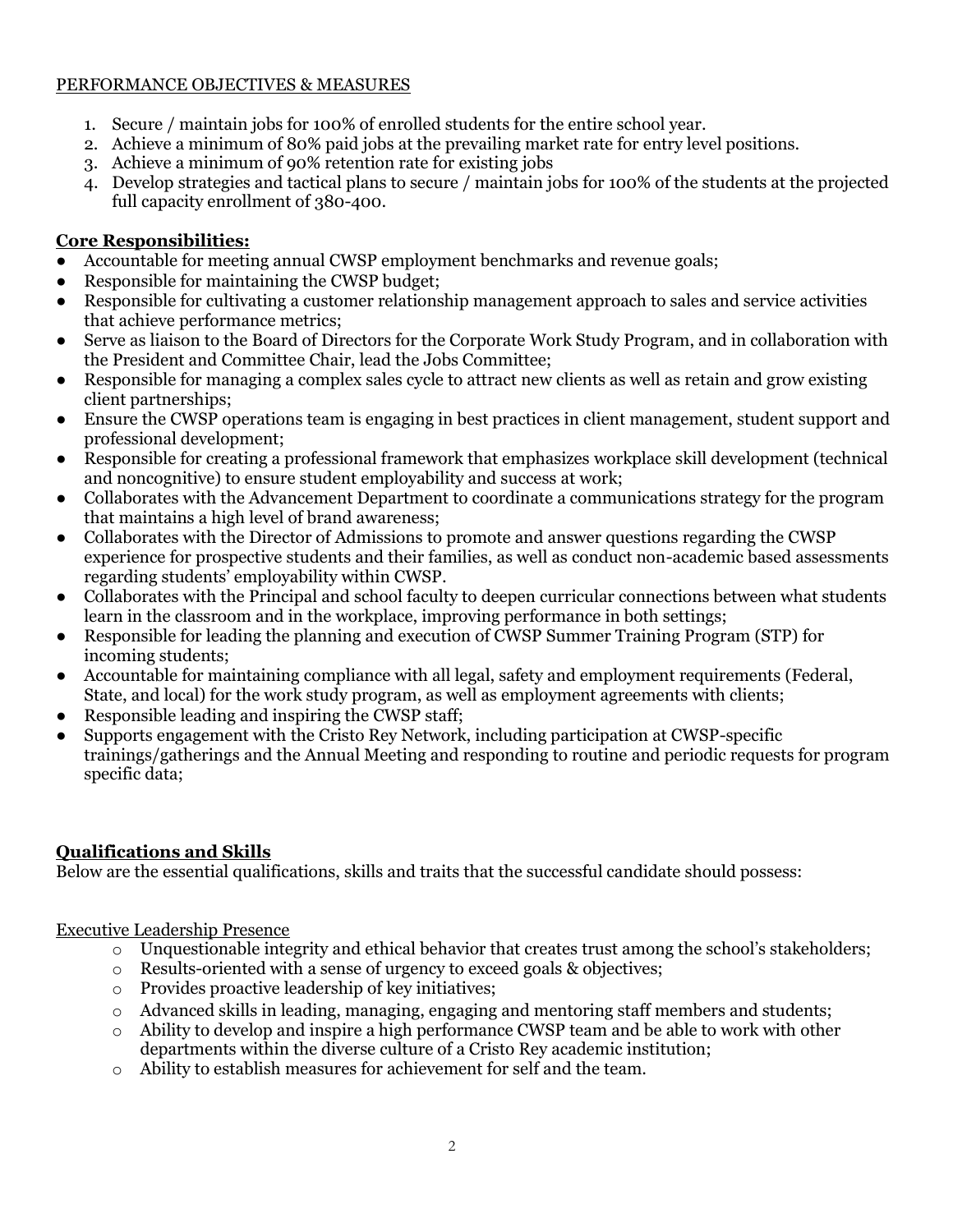PERFORMANCE OBJECTIVES & MEASURES

1. Secure / maintain jobs for 100% of enrolled students for the entire school year.
2. Achieve a minimum of 80% paid jobs at the prevailing market rate for entry level positions.
3. Achieve a minimum of 90% retention rate for existing jobs
4. Develop strategies and tactical plans to secure / maintain jobs for 100% of the students at the projected full capacity enrollment of 380-400.

**Core Responsibilities:**

- Accountable for meeting annual CWSP employment benchmarks and revenue goals;
- Responsible for maintaining the CWSP budget;
- Responsible for cultivating a customer relationship management approach to sales and service activities that achieve performance metrics;
- Serve as liaison to the Board of Directors for the Corporate Work Study Program, and in collaboration with the President and Committee Chair, lead the Jobs Committee;
- Responsible for managing a complex sales cycle to attract new clients as well as retain and grow existing client partnerships;
- Ensure the CWSP operations team is engaging in best practices in client management, student support and professional development;
- Responsible for creating a professional framework that emphasizes workplace skill development (technical and noncognitive) to ensure student employability and success at work;
- Collaborates with the Advancement Department to coordinate a communications strategy for the program that maintains a high level of brand awareness;
- Collaborates with the Director of Admissions to promote and answer questions regarding the CWSP experience for prospective students and their families, as well as conduct non-academic based assessments regarding students' employability within CWSP.
- Collaborates with the Principal and school faculty to deepen curricular connections between what students learn in the classroom and in the workplace, improving performance in both settings;
- Responsible for leading the planning and execution of CWSP Summer Training Program (STP) for incoming students;
- Accountable for maintaining compliance with all legal, safety and employment requirements (Federal, State, and local) for the work study program, as well as employment agreements with clients;
- Responsible leading and inspiring the CWSP staff;
- Supports engagement with the Cristo Rey Network, including participation at CWSP-specific trainings/gatherings and the Annual Meeting and responding to routine and periodic requests for program specific data;

**Qualifications and Skills**

Below are the essential qualifications, skills and traits that the successful candidate should possess:

Executive Leadership Presence

- Unquestionable integrity and ethical behavior that creates trust among the school's stakeholders;
- Results-oriented with a sense of urgency to exceed goals & objectives;
- Provides proactive leadership of key initiatives;
- Advanced skills in leading, managing, engaging and mentoring staff members and students;
- Ability to develop and inspire a high performance CWSP team and be able to work with other departments within the diverse culture of a Cristo Rey academic institution;
- Ability to establish measures for achievement for self and the team.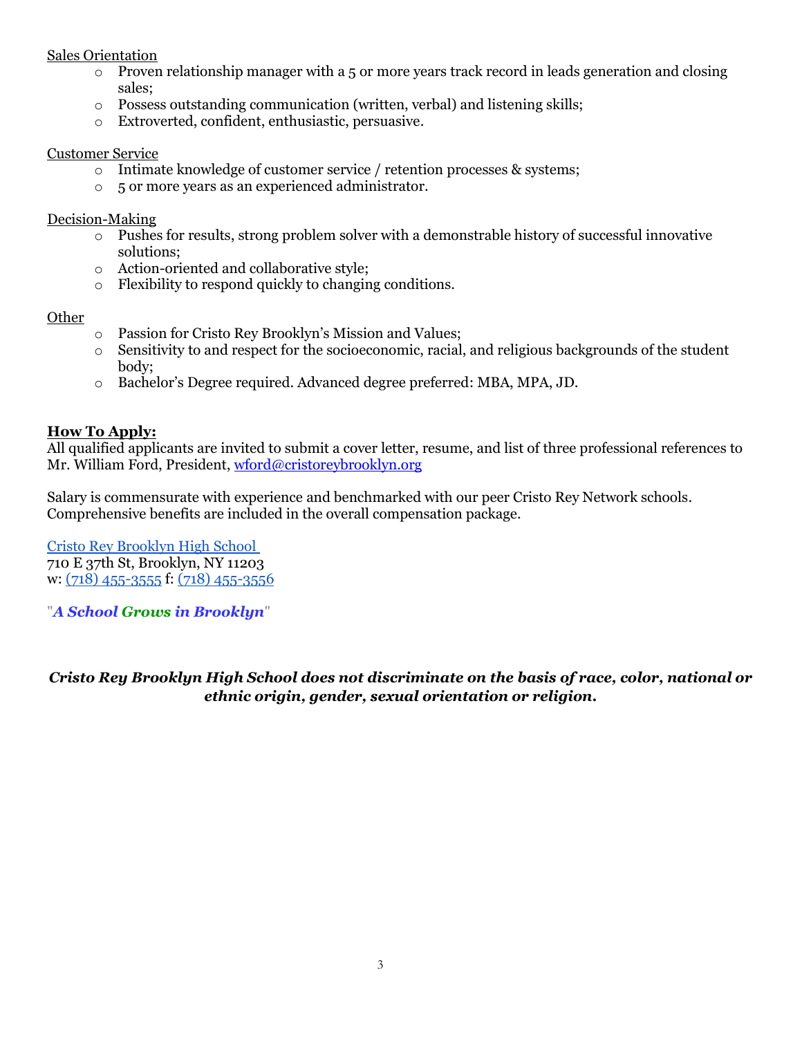Sales Orientation

- Proven relationship manager with a 5 or more years track record in leads generation and closing sales;
- Possess outstanding communication (written, verbal) and listening skills;
- Extroverted, confident, enthusiastic, persuasive.

Customer Service

- Intimate knowledge of customer service / retention processes & systems;
- 5 or more years as an experienced administrator.

Decision-Making

- Pushes for results, strong problem solver with a demonstrable history of successful innovative solutions;
- Action-oriented and collaborative style;
- Flexibility to respond quickly to changing conditions.

Other

- Passion for Cristo Rey Brooklyn's Mission and Values;
- Sensitivity to and respect for the socioeconomic, racial, and religious backgrounds of the student body;
- Bachelor's Degree required. Advanced degree preferred: MBA, MPA, JD.

**How To Apply:**

All qualified applicants are invited to submit a cover letter, resume, and list of three professional references to Mr. William Ford, President, wford@cristoreybrooklyn.org

Salary is commensurate with experience and benchmarked with our peer Cristo Rey Network schools. Comprehensive benefits are included in the overall compensation package.

Cristo Rey Brooklyn High School
710 E 37th St, Brooklyn, NY 11203
w: (718) 455-3555 f: (718) 455-3556

"***A School Grows in Brooklyn***"

***Cristo Rey Brooklyn High School does not discriminate on the basis of race, color, national or ethnic origin, gender, sexual orientation or religion.***